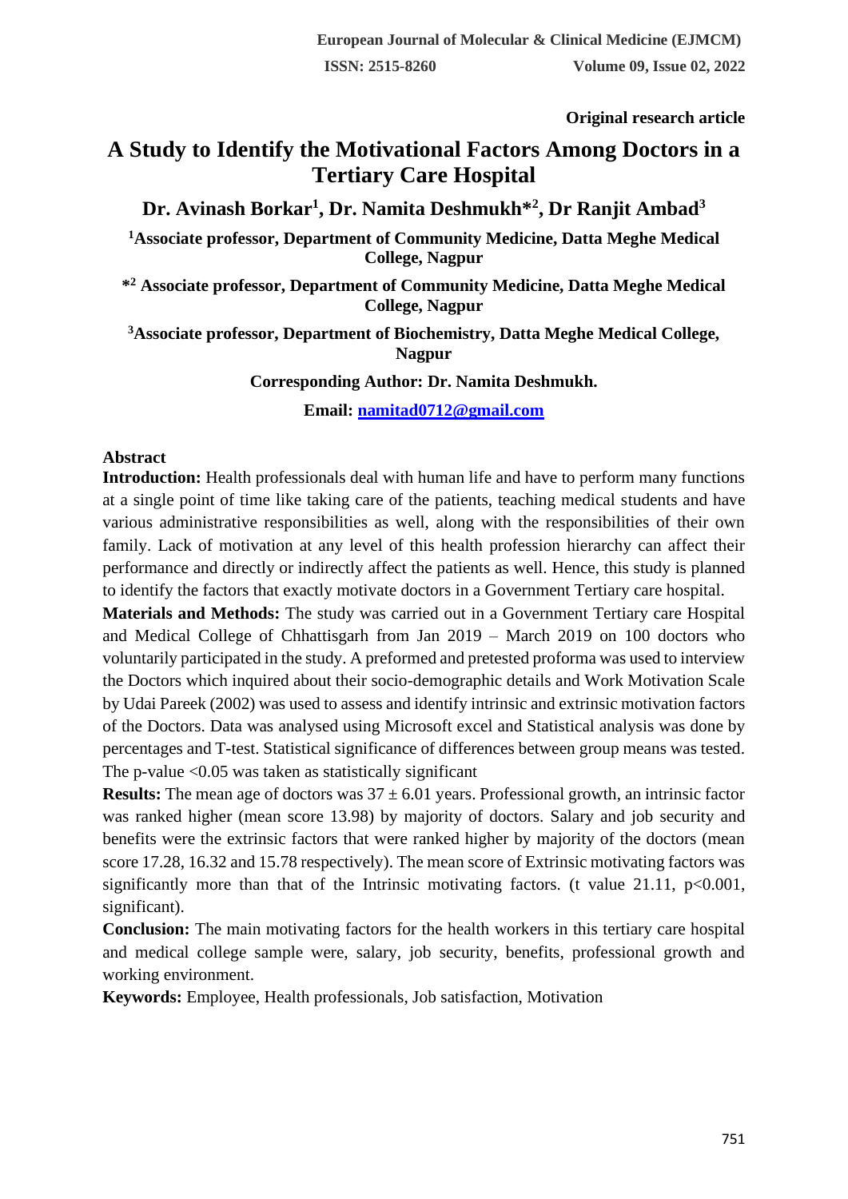Original research article

# A Study to Identify the Motivational Factors Among Doctors in a Tertiary Care Hospital

**Dr. Avinash Borkar[1], Dr. Namita Deshmukh*[2], Dr Ranjit Ambad[3]**

**[1]Associate professor, Department of Community Medicine, Datta Meghe Medical College, Nagpur**

***[2] Associate professor, Department of Community Medicine, Datta Meghe Medical College, Nagpur**

**[3]Associate professor, Department of Biochemistry, Datta Meghe Medical College, Nagpur**

**Corresponding Author: Dr. Namita Deshmukh.**

**Email: namitad0712@gmail.com**

## Abstract

**Introduction:** Health professionals deal with human life and have to perform many functions at a single point of time like taking care of the patients, teaching medical students and have various administrative responsibilities as well, along with the responsibilities of their own family. Lack of motivation at any level of this health profession hierarchy can affect their performance and directly or indirectly affect the patients as well. Hence, this study is planned to identify the factors that exactly motivate doctors in a Government Tertiary care hospital.

**Materials and Methods:** The study was carried out in a Government Tertiary care Hospital and Medical College of Chhattisgarh from Jan 2019 – March 2019 on 100 doctors who voluntarily participated in the study. A preformed and pretested proforma was used to interview the Doctors which inquired about their socio-demographic details and Work Motivation Scale by Udai Pareek (2002) was used to assess and identify intrinsic and extrinsic motivation factors of the Doctors. Data was analysed using Microsoft excel and Statistical analysis was done by percentages and T-test. Statistical significance of differences between group means was tested. The p-value <0.05 was taken as statistically significant

**Results:** The mean age of doctors was $37 \pm 6.01$ years. Professional growth, an intrinsic factor was ranked higher (mean score 13.98) by majority of doctors. Salary and job security and benefits were the extrinsic factors that were ranked higher by majority of the doctors (mean score 17.28, 16.32 and 15.78 respectively). The mean score of Extrinsic motivating factors was significantly more than that of the Intrinsic motivating factors. (t value 21.11, $p<0.001$, significant).

**Conclusion:** The main motivating factors for the health workers in this tertiary care hospital and medical college sample were, salary, job security, benefits, professional growth and working environment.

**Keywords:** Employee, Health professionals, Job satisfaction, Motivation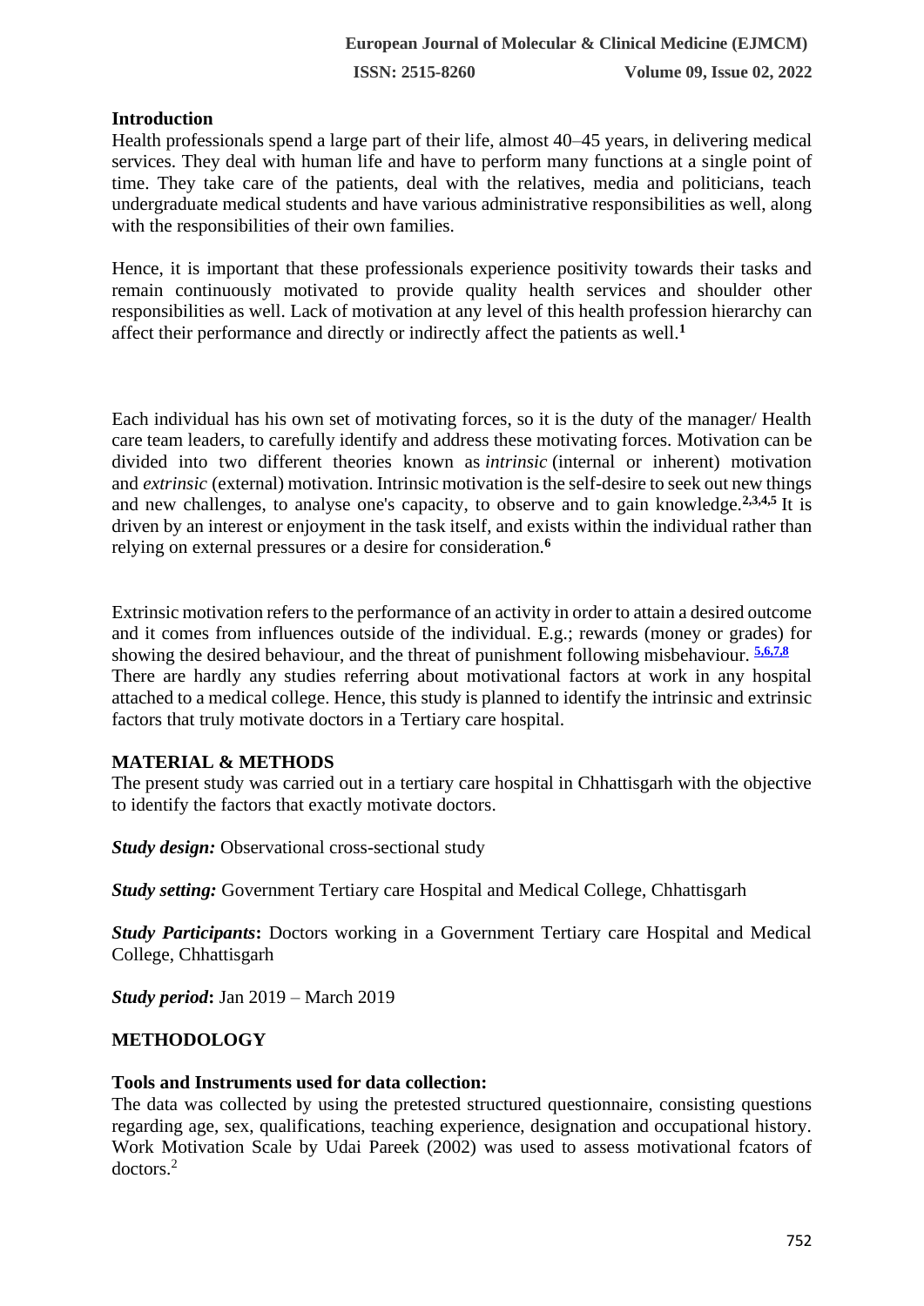## Introduction

Health professionals spend a large part of their life, almost 40–45 years, in delivering medical services. They deal with human life and have to perform many functions at a single point of time. They take care of the patients, deal with the relatives, media and politicians, teach undergraduate medical students and have various administrative responsibilities as well, along with the responsibilities of their own families.

Hence, it is important that these professionals experience positivity towards their tasks and remain continuously motivated to provide quality health services and shoulder other responsibilities as well. Lack of motivation at any level of this health profession hierarchy can affect their performance and directly or indirectly affect the patients as well.[1]

Each individual has his own set of motivating forces, so it is the duty of the manager/ Health care team leaders, to carefully identify and address these motivating forces. Motivation can be divided into two different theories known as *intrinsic* (internal or inherent) motivation and *extrinsic* (external) motivation. Intrinsic motivation is the self-desire to seek out new things and new challenges, to analyse one's capacity, to observe and to gain knowledge.[2,3,4,5] It is driven by an interest or enjoyment in the task itself, and exists within the individual rather than relying on external pressures or a desire for consideration.[6]

Extrinsic motivation refers to the performance of an activity in order to attain a desired outcome and it comes from influences outside of the individual. E.g.; rewards (money or grades) for showing the desired behaviour, and the threat of punishment following misbehaviour. [5,6,7,8]
There are hardly any studies referring about motivational factors at work in any hospital attached to a medical college. Hence, this study is planned to identify the intrinsic and extrinsic factors that truly motivate doctors in a Tertiary care hospital.

## MATERIAL & METHODS

The present study was carried out in a tertiary care hospital in Chhattisgarh with the objective to identify the factors that exactly motivate doctors.

***Study design:*** Observational cross-sectional study

***Study setting:*** Government Tertiary care Hospital and Medical College, Chhattisgarh

***Study Participants*:** Doctors working in a Government Tertiary care Hospital and Medical College, Chhattisgarh

***Study period*:** Jan 2019 – March 2019

## METHODOLOGY

### Tools and Instruments used for data collection:

The data was collected by using the pretested structured questionnaire, consisting questions regarding age, sex, qualifications, teaching experience, designation and occupational history. Work Motivation Scale by Udai Pareek (2002) was used to assess motivational fcators of doctors.[2]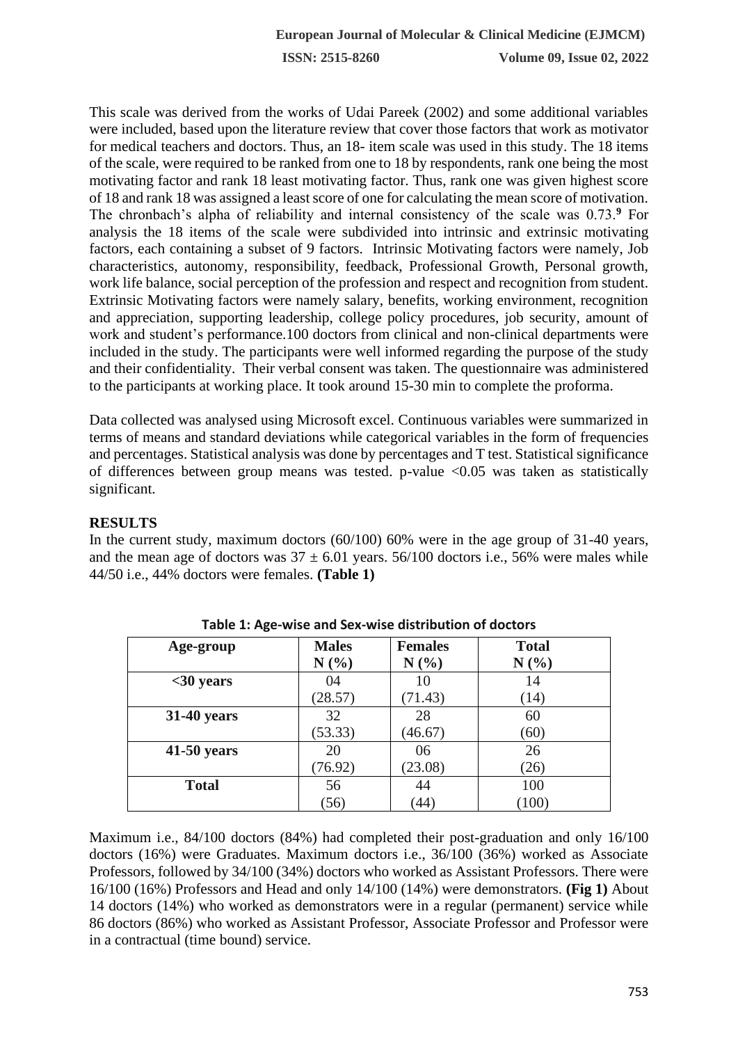This scale was derived from the works of Udai Pareek (2002) and some additional variables were included, based upon the literature review that cover those factors that work as motivator for medical teachers and doctors. Thus, an 18- item scale was used in this study. The 18 items of the scale, were required to be ranked from one to 18 by respondents, rank one being the most motivating factor and rank 18 least motivating factor. Thus, rank one was given highest score of 18 and rank 18 was assigned a least score of one for calculating the mean score of motivation. The chronbach's alpha of reliability and internal consistency of the scale was 0.73.[9] For analysis the 18 items of the scale were subdivided into intrinsic and extrinsic motivating factors, each containing a subset of 9 factors. Intrinsic Motivating factors were namely, Job characteristics, autonomy, responsibility, feedback, Professional Growth, Personal growth, work life balance, social perception of the profession and respect and recognition from student. Extrinsic Motivating factors were namely salary, benefits, working environment, recognition and appreciation, supporting leadership, college policy procedures, job security, amount of work and student's performance.100 doctors from clinical and non-clinical departments were included in the study. The participants were well informed regarding the purpose of the study and their confidentiality. Their verbal consent was taken. The questionnaire was administered to the participants at working place. It took around 15-30 min to complete the proforma.

Data collected was analysed using Microsoft excel. Continuous variables were summarized in terms of means and standard deviations while categorical variables in the form of frequencies and percentages. Statistical analysis was done by percentages and T test. Statistical significance of differences between group means was tested. p-value <0.05 was taken as statistically significant.

## RESULTS

In the current study, maximum doctors (60/100) 60% were in the age group of 31-40 years, and the mean age of doctors was $37 \pm 6.01$ years. 56/100 doctors i.e., 56% were males while 44/50 i.e., 44% doctors were females. **(Table 1)**

**Table 1: Age-wise and Sex-wise distribution of doctors**

| Age-group | Males N (%) | Females N (%) | Total N (%) |
|---|---|---|---|
| **<30 years** | 04 (28.57) | 10 (71.43) | 14 (14) |
| **31-40 years** | 32 (53.33) | 28 (46.67) | 60 (60) |
| **41-50 years** | 20 (76.92) | 06 (23.08) | 26 (26) |
| **Total** | 56 (56) | 44 (44) | 100 (100) |

Maximum i.e., 84/100 doctors (84%) had completed their post-graduation and only 16/100 doctors (16%) were Graduates. Maximum doctors i.e., 36/100 (36%) worked as Associate Professors, followed by 34/100 (34%) doctors who worked as Assistant Professors. There were 16/100 (16%) Professors and Head and only 14/100 (14%) were demonstrators. **(Fig 1)** About 14 doctors (14%) who worked as demonstrators were in a regular (permanent) service while 86 doctors (86%) who worked as Assistant Professor, Associate Professor and Professor were in a contractual (time bound) service.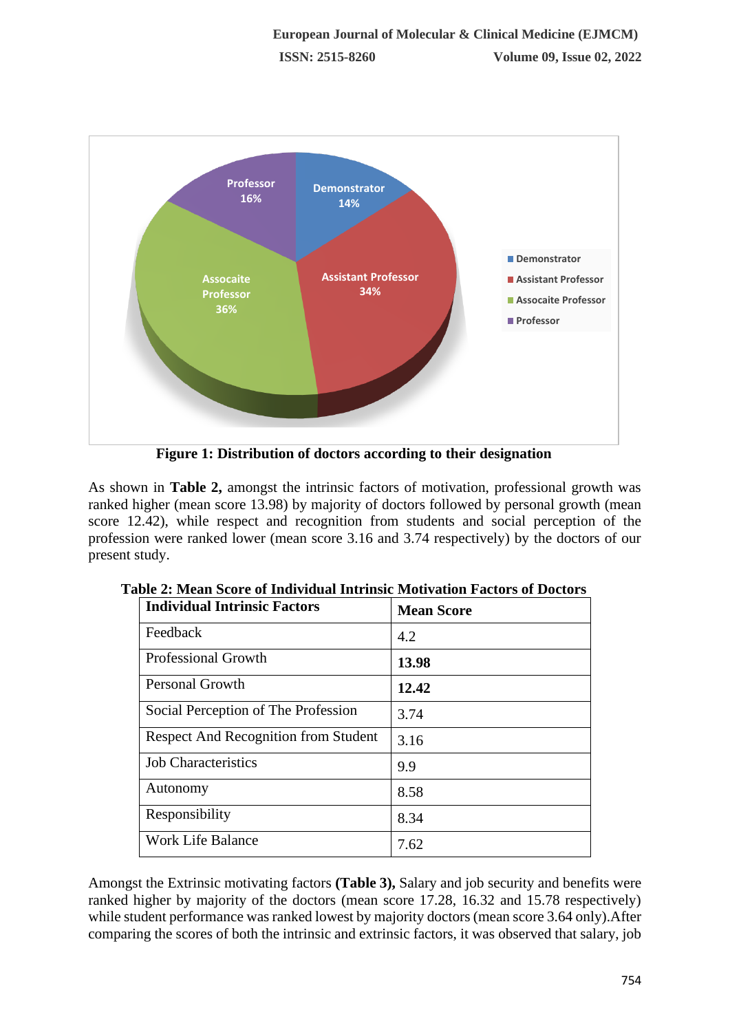Figure 1: Distribution of doctors according to their designation

As shown in **Table 2,** amongst the intrinsic factors of motivation, professional growth was ranked higher (mean score 13.98) by majority of doctors followed by personal growth (mean score 12.42), while respect and recognition from students and social perception of the profession were ranked lower (mean score 3.16 and 3.74 respectively) by the doctors of our present study.

**Table 2: Mean Score of Individual Intrinsic Motivation Factors of Doctors**

| **Individual Intrinsic Factors** | **Mean Score** |
|---|---|
| Feedback | 4.2 |
| Professional Growth | **13.98** |
| Personal Growth | **12.42** |
| Social Perception of The Profession | 3.74 |
| Respect And Recognition from Student | 3.16 |
| Job Characteristics | 9.9 |
| Autonomy | 8.58 |
| Responsibility | 8.34 |
| Work Life Balance | 7.62 |

Amongst the Extrinsic motivating factors **(Table 3),** Salary and job security and benefits were ranked higher by majority of the doctors (mean score 17.28, 16.32 and 15.78 respectively) while student performance was ranked lowest by majority doctors (mean score 3.64 only).After comparing the scores of both the intrinsic and extrinsic factors, it was observed that salary, job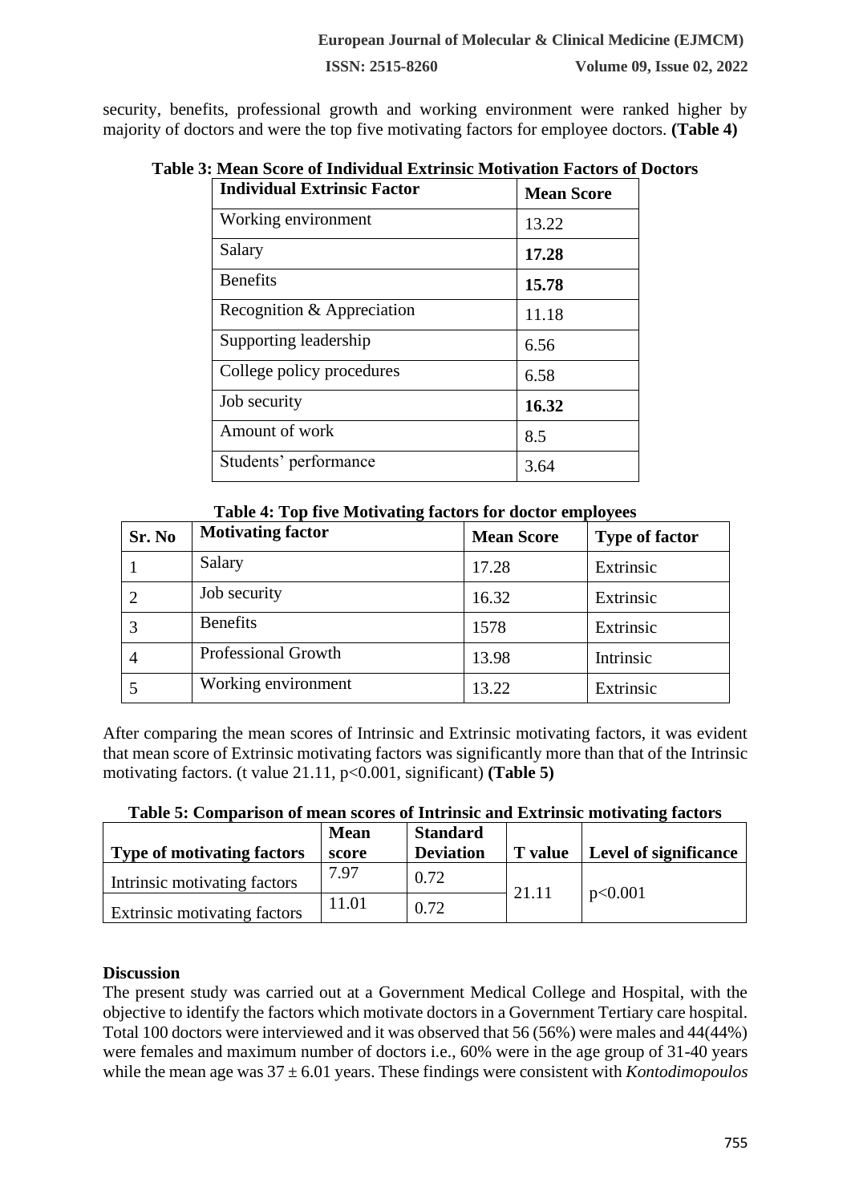security, benefits, professional growth and working environment were ranked higher by majority of doctors and were the top five motivating factors for employee doctors. **(Table 4)**

**Table 3: Mean Score of Individual Extrinsic Motivation Factors of Doctors**

| Individual Extrinsic Factor | Mean Score |
|---|---|
| Working environment | 13.22 |
| Salary | **17.28** |
| Benefits | **15.78** |
| Recognition & Appreciation | 11.18 |
| Supporting leadership | 6.56 |
| College policy procedures | 6.58 |
| Job security | **16.32** |
| Amount of work | 8.5 |
| Students' performance | 3.64 |

**Table 4: Top five Motivating factors for doctor employees**

| Sr. No | Motivating factor | Mean Score | Type of factor |
|---|---|---|---|
| 1 | Salary | 17.28 | Extrinsic |
| 2 | Job security | 16.32 | Extrinsic |
| 3 | Benefits | 1578 | Extrinsic |
| 4 | Professional Growth | 13.98 | Intrinsic |
| 5 | Working environment | 13.22 | Extrinsic |

After comparing the mean scores of Intrinsic and Extrinsic motivating factors, it was evident that mean score of Extrinsic motivating factors was significantly more than that of the Intrinsic motivating factors. (t value 21.11, $p<0.001$, significant) **(Table 5)**

**Table 5: Comparison of mean scores of Intrinsic and Extrinsic motivating factors**

| Type of motivating factors | Mean score | Standard Deviation | T value | Level of significance |
|---|---|---|---|---|
| Intrinsic motivating factors | 7.97 | 0.72 | 21.11 | $p<0.001$ |
| Extrinsic motivating factors | 11.01 | 0.72 | | |

## Discussion

The present study was carried out at a Government Medical College and Hospital, with the objective to identify the factors which motivate doctors in a Government Tertiary care hospital. Total 100 doctors were interviewed and it was observed that 56 (56%) were males and 44(44%) were females and maximum number of doctors i.e., 60% were in the age group of 31-40 years while the mean age was $37 \pm 6.01$ years. These findings were consistent with *Kontodimopoulos*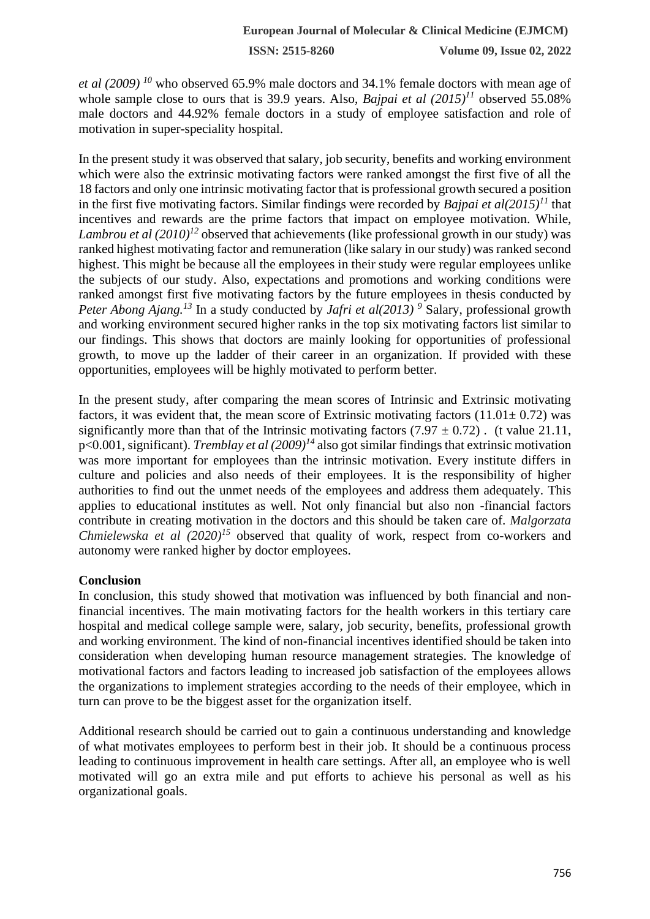*et al (2009)* [10] who observed 65.9% male doctors and 34.1% female doctors with mean age of whole sample close to ours that is 39.9 years. Also, *Bajpai et al (2015)*[11] observed 55.08% male doctors and 44.92% female doctors in a study of employee satisfaction and role of motivation in super-speciality hospital.

In the present study it was observed that salary, job security, benefits and working environment which were also the extrinsic motivating factors were ranked amongst the first five of all the 18 factors and only one intrinsic motivating factor that is professional growth secured a position in the first five motivating factors. Similar findings were recorded by *Bajpai et al(2015)*[11] that incentives and rewards are the prime factors that impact on employee motivation. While, *Lambrou et al (2010)*[12] observed that achievements (like professional growth in our study) was ranked highest motivating factor and remuneration (like salary in our study) was ranked second highest. This might be because all the employees in their study were regular employees unlike the subjects of our study. Also, expectations and promotions and working conditions were ranked amongst first five motivating factors by the future employees in thesis conducted by *Peter Abong Ajang.*[13] In a study conducted by *Jafri et al(2013)* [9] Salary, professional growth and working environment secured higher ranks in the top six motivating factors list similar to our findings. This shows that doctors are mainly looking for opportunities of professional growth, to move up the ladder of their career in an organization. If provided with these opportunities, employees will be highly motivated to perform better.

In the present study, after comparing the mean scores of Intrinsic and Extrinsic motivating factors, it was evident that, the mean score of Extrinsic motivating factors ($11.01 \pm 0.72$) was significantly more than that of the Intrinsic motivating factors ($7.97 \pm 0.72$) . (t value 21.11, $p<0.001$, significant). *Tremblay et al (2009)*[14] also got similar findings that extrinsic motivation was more important for employees than the intrinsic motivation. Every institute differs in culture and policies and also needs of their employees. It is the responsibility of higher authorities to find out the unmet needs of the employees and address them adequately. This applies to educational institutes as well. Not only financial but also non -financial factors contribute in creating motivation in the doctors and this should be taken care of. *Malgorzata Chmielewska et al (2020)*[15] observed that quality of work, respect from co-workers and autonomy were ranked higher by doctor employees.

## Conclusion

In conclusion, this study showed that motivation was influenced by both financial and non-financial incentives. The main motivating factors for the health workers in this tertiary care hospital and medical college sample were, salary, job security, benefits, professional growth and working environment. The kind of non-financial incentives identified should be taken into consideration when developing human resource management strategies. The knowledge of motivational factors and factors leading to increased job satisfaction of the employees allows the organizations to implement strategies according to the needs of their employee, which in turn can prove to be the biggest asset for the organization itself.

Additional research should be carried out to gain a continuous understanding and knowledge of what motivates employees to perform best in their job. It should be a continuous process leading to continuous improvement in health care settings. After all, an employee who is well motivated will go an extra mile and put efforts to achieve his personal as well as his organizational goals.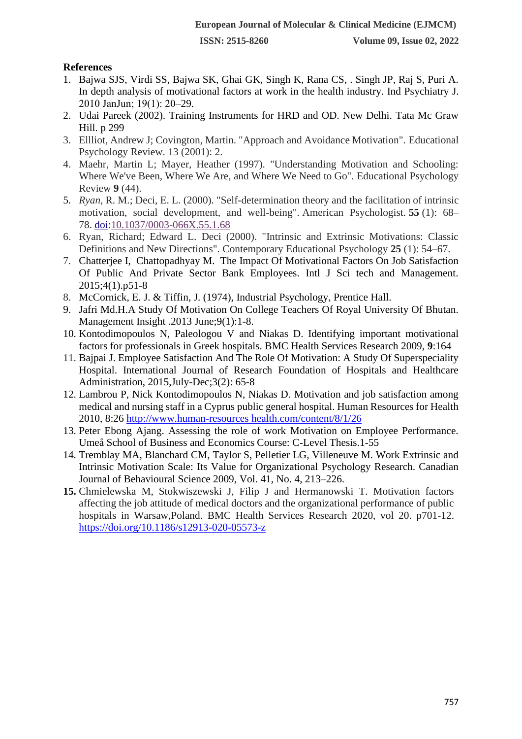## References

1. Bajwa SJS, Virdi SS, Bajwa SK, Ghai GK, Singh K, Rana CS, . Singh JP, Raj S, Puri A. In depth analysis of motivational factors at work in the health industry. Ind Psychiatry J. 2010 JanJun; 19(1): 20–29.
2. Udai Pareek (2002). Training Instruments for HRD and OD. New Delhi. Tata Mc Graw Hill. p 299
3. Ellliot, Andrew J; Covington, Martin. "Approach and Avoidance Motivation". Educational Psychology Review. 13 (2001): 2.
4. Maehr, Martin L; Mayer, Heather (1997). "Understanding Motivation and Schooling: Where We've Been, Where We Are, and Where We Need to Go". Educational Psychology Review **9** (44).
5. *Ryan*, R. M.; Deci, E. L. (2000). "Self-determination theory and the facilitation of intrinsic motivation, social development, and well-being". American Psychologist. **55** (1): 68–78. doi:10.1037/0003-066X.55.1.68
6. Ryan, Richard; Edward L. Deci (2000). "Intrinsic and Extrinsic Motivations: Classic Definitions and New Directions". Contemporary Educational Psychology **25** (1): 54–67.
7. Chatterjee I, Chattopadhyay M. The Impact Of Motivational Factors On Job Satisfaction Of Public And Private Sector Bank Employees. Intl J Sci tech and Management. 2015;4(1).p51-8
8. McCornick, E. J. & Tiffin, J. (1974), Industrial Psychology, Prentice Hall.
9. Jafri Md.H.A Study Of Motivation On College Teachers Of Royal University Of Bhutan. Management Insight .2013 June;9(1):1-8.
10. Kontodimopoulos N, Paleologou V and Niakas D. Identifying important motivational factors for professionals in Greek hospitals. BMC Health Services Research 2009, **9**:164
11. Bajpai J. Employee Satisfaction And The Role Of Motivation: A Study Of Superspeciality Hospital. International Journal of Research Foundation of Hospitals and Healthcare Administration, 2015,July-Dec;3(2): 65-8
12. Lambrou P, Nick Kontodimopoulos N, Niakas D. Motivation and job satisfaction among medical and nursing staff in a Cyprus public general hospital. Human Resources for Health 2010, 8:26 http://www.human-resources health.com/content/8/1/26
13. Peter Ebong Ajang. Assessing the role of work Motivation on Employee Performance. Umeå School of Business and Economics Course: C-Level Thesis.1-55
14. Tremblay MA, Blanchard CM, Taylor S, Pelletier LG, Villeneuve M. Work Extrinsic and Intrinsic Motivation Scale: Its Value for Organizational Psychology Research. Canadian Journal of Behavioural Science 2009, Vol. 41, No. 4, 213–226.
15. Chmielewska M, Stokwiszewski J, Filip J and Hermanowski T. Motivation factors affecting the job attitude of medical doctors and the organizational performance of public hospitals in Warsaw,Poland. BMC Health Services Research 2020, vol 20. p701-12. https://doi.org/10.1186/s12913-020-05573-z